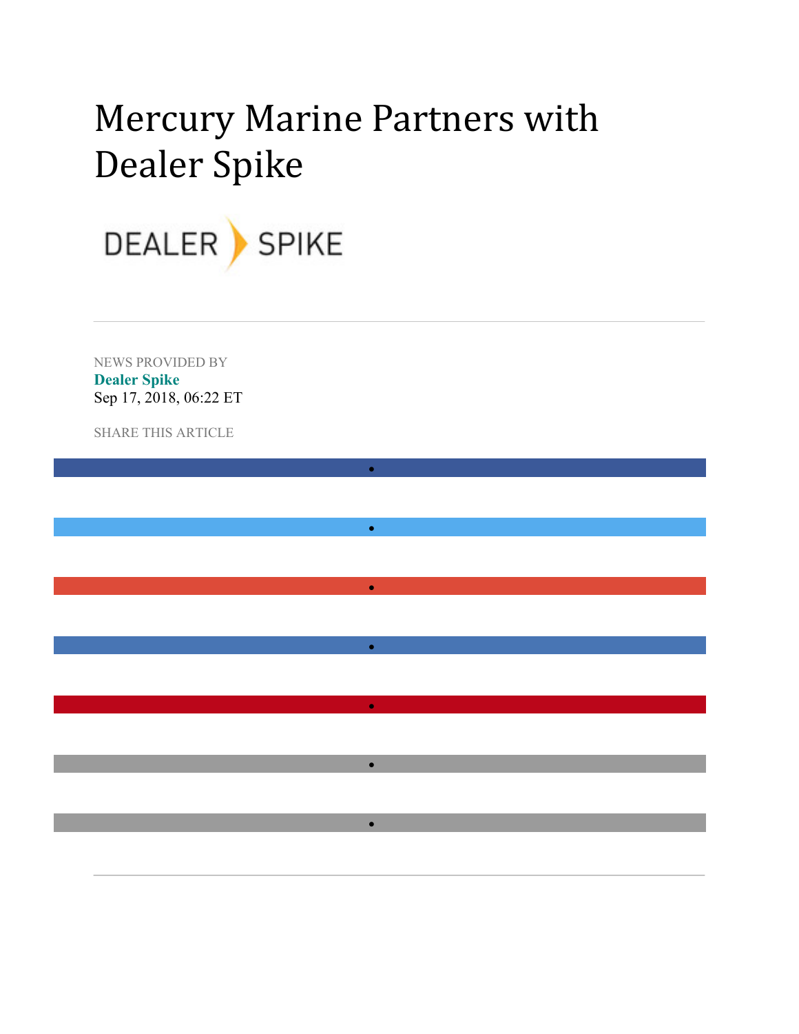# Mercury Marine Partners with Dealer Spike

NEWS PROVIDED BY

**Dealer Spike**

Sep 17, 2018, 06:22 ET

SHARE THIS ARTICLE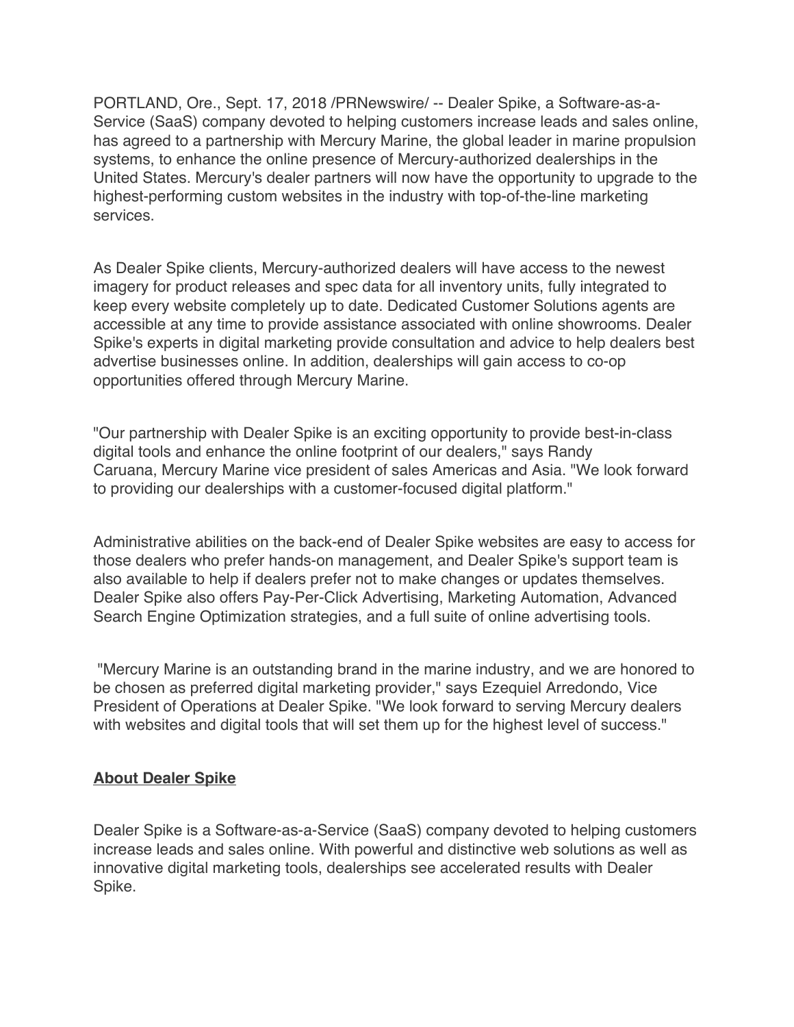PORTLAND, Ore., Sept. 17, 2018 /PRNewswire/ -- Dealer Spike, a Software-as-a-Service (SaaS) company devoted to helping customers increase leads and sales online, has agreed to a partnership with Mercury Marine, the global leader in marine propulsion systems, to enhance the online presence of Mercury-authorized dealerships in the United States. Mercury's dealer partners will now have the opportunity to upgrade to the highest-performing custom websites in the industry with top-of-the-line marketing services.

As Dealer Spike clients, Mercury-authorized dealers will have access to the newest imagery for product releases and spec data for all inventory units, fully integrated to keep every website completely up to date. Dedicated Customer Solutions agents are accessible at any time to provide assistance associated with online showrooms. Dealer Spike's experts in digital marketing provide consultation and advice to help dealers best advertise businesses online. In addition, dealerships will gain access to co-op opportunities offered through Mercury Marine.

"Our partnership with Dealer Spike is an exciting opportunity to provide best-in-class digital tools and enhance the online footprint of our dealers," says Randy Caruana, Mercury Marine vice president of sales Americas and Asia. "We look forward to providing our dealerships with a customer-focused digital platform."

Administrative abilities on the back-end of Dealer Spike websites are easy to access for those dealers who prefer hands-on management, and Dealer Spike's support team is also available to help if dealers prefer not to make changes or updates themselves. Dealer Spike also offers Pay-Per-Click Advertising, Marketing Automation, Advanced Search Engine Optimization strategies, and a full suite of online advertising tools.

"Mercury Marine is an outstanding brand in the marine industry, and we are honored to be chosen as preferred digital marketing provider," says Ezequiel Arredondo, Vice President of Operations at Dealer Spike. "We look forward to serving Mercury dealers with websites and digital tools that will set them up for the highest level of success."

**About Dealer Spike**

Dealer Spike is a Software-as-a-Service (SaaS) company devoted to helping customers increase leads and sales online. With powerful and distinctive web solutions as well as innovative digital marketing tools, dealerships see accelerated results with Dealer Spike.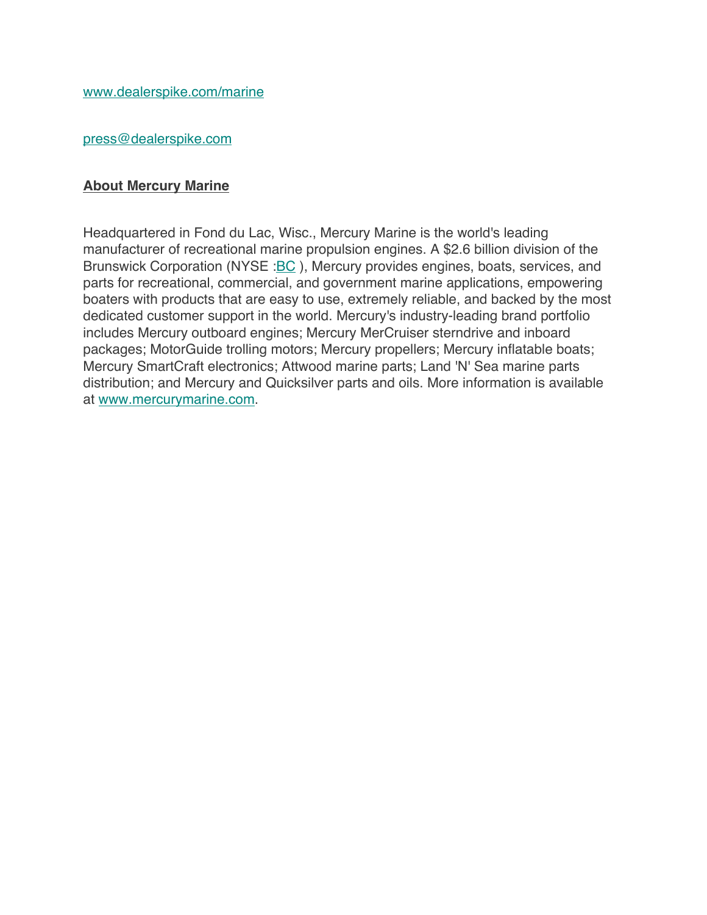[www.dealerspike.com/marine](http://www.dealerspike.com/marine)

[press@dealerspike.com](mailto:press@dealerspike.com)

**About Mercury Marine**

Headquartered in Fond du Lac, Wisc., Mercury Marine is the world's leading manufacturer of recreational marine propulsion engines. A $2.6 billion division of the Brunswick Corporation (NYSE :BC ), Mercury provides engines, boats, services, and parts for recreational, commercial, and government marine applications, empowering boaters with products that are easy to use, extremely reliable, and backed by the most dedicated customer support in the world. Mercury's industry-leading brand portfolio includes Mercury outboard engines; Mercury MerCruiser sterndrive and inboard packages; MotorGuide trolling motors; Mercury propellers; Mercury inflatable boats; Mercury SmartCraft electronics; Attwood marine parts; Land 'N' Sea marine parts distribution; and Mercury and Quicksilver parts and oils. More information is available at [www.mercurymarine.com](http://www.mercurymarine.com).